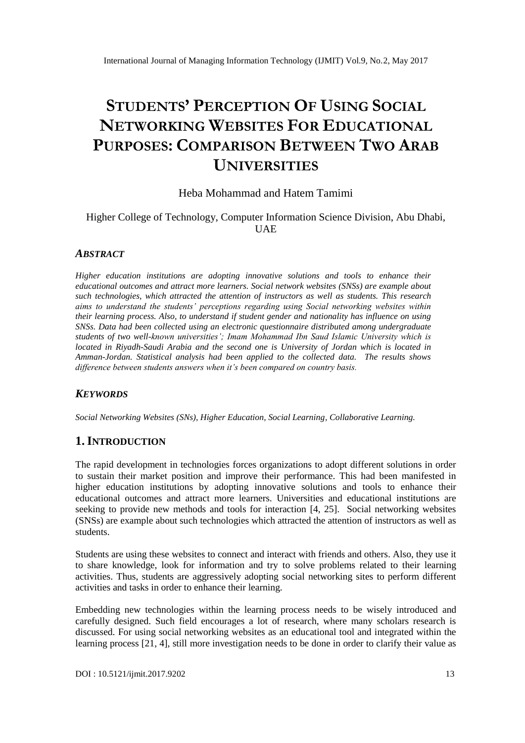# STUDENTS' PERCEPTION OF USING SOCIAL NETWORKING WEBSITES FOR EDUCATIONAL PURPOSES: COMPARISON BETWEEN TWO ARAB UNIVERSITIES

Heba Mohammad and Hatem Tamimi

Higher College of Technology, Computer Information Science Division, Abu Dhabi, UAE

### *ABSTRACT*

*Higher education institutions are adopting innovative solutions and tools to enhance their educational outcomes and attract more learners. Social network websites (SNSs) are example about such technologies, which attracted the attention of instructors as well as students. This research aims to understand the students' perceptions regarding using Social networking websites within their learning process. Also, to understand if student gender and nationality has influence on using SNSs. Data had been collected using an electronic questionnaire distributed among undergraduate students of two well-known universities'; Imam Mohammad Ibn Saud Islamic University which is located in Riyadh-Saudi Arabia and the second one is University of Jordan which is located in Amman-Jordan. Statistical analysis had been applied to the collected data. The results shows difference between students answers when it's been compared on country basis.*

### *KEYWORDS*

*Social Networking Websites (SNs), Higher Education, Social Learning, Collaborative Learning.*

## 1. INTRODUCTION

The rapid development in technologies forces organizations to adopt different solutions in order to sustain their market position and improve their performance. This had been manifested in higher education institutions by adopting innovative solutions and tools to enhance their educational outcomes and attract more learners. Universities and educational institutions are seeking to provide new methods and tools for interaction [4, 25]. Social networking websites (SNSs) are example about such technologies which attracted the attention of instructors as well as students.

Students are using these websites to connect and interact with friends and others. Also, they use it to share knowledge, look for information and try to solve problems related to their learning activities. Thus, students are aggressively adopting social networking sites to perform different activities and tasks in order to enhance their learning.

Embedding new technologies within the learning process needs to be wisely introduced and carefully designed. Such field encourages a lot of research, where many scholars research is discussed. For using social networking websites as an educational tool and integrated within the learning process [21, 4], still more investigation needs to be done in order to clarify their value as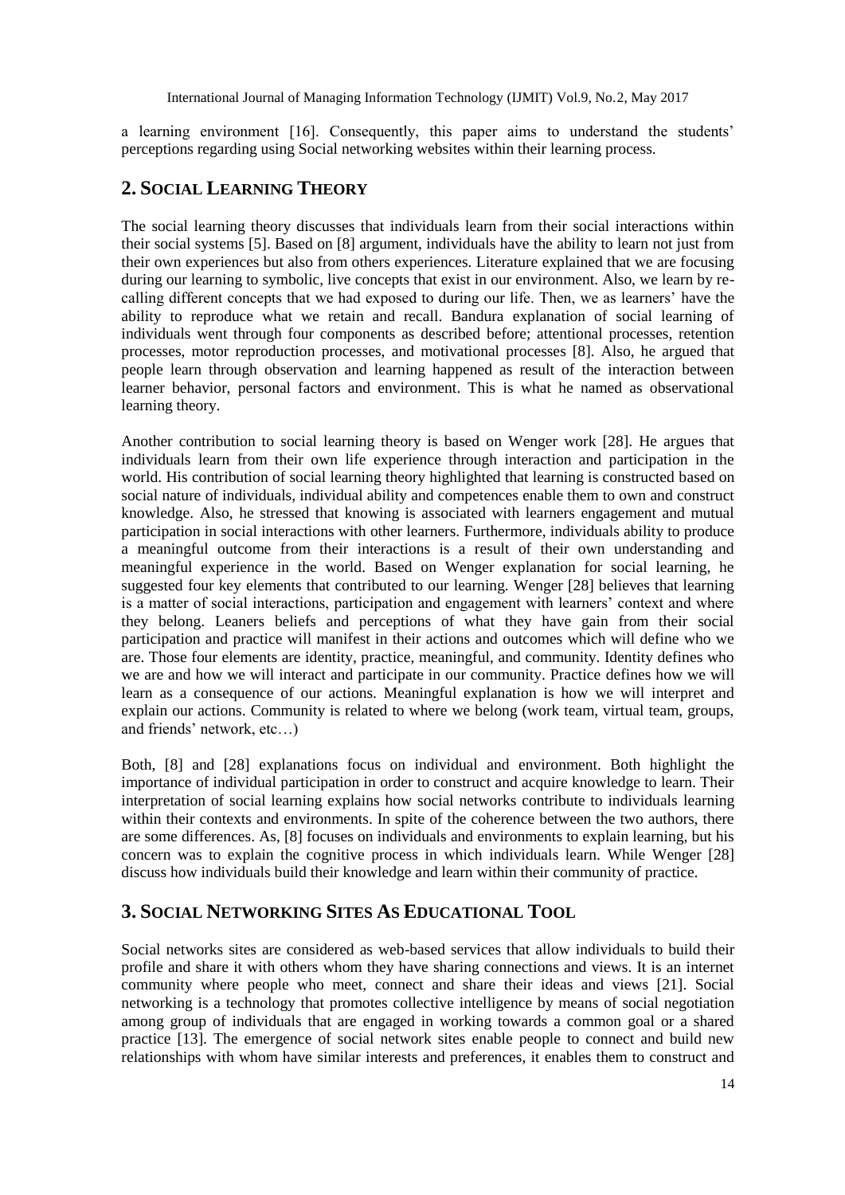a learning environment [16]. Consequently, this paper aims to understand the students' perceptions regarding using Social networking websites within their learning process.

## 2. Social Learning Theory

The social learning theory discusses that individuals learn from their social interactions within their social systems [5]. Based on [8] argument, individuals have the ability to learn not just from their own experiences but also from others experiences. Literature explained that we are focusing during our learning to symbolic, live concepts that exist in our environment. Also, we learn by re-calling different concepts that we had exposed to during our life. Then, we as learners' have the ability to reproduce what we retain and recall. Bandura explanation of social learning of individuals went through four components as described before; attentional processes, retention processes, motor reproduction processes, and motivational processes [8]. Also, he argued that people learn through observation and learning happened as result of the interaction between learner behavior, personal factors and environment. This is what he named as observational learning theory.

Another contribution to social learning theory is based on Wenger work [28]. He argues that individuals learn from their own life experience through interaction and participation in the world. His contribution of social learning theory highlighted that learning is constructed based on social nature of individuals, individual ability and competences enable them to own and construct knowledge. Also, he stressed that knowing is associated with learners engagement and mutual participation in social interactions with other learners. Furthermore, individuals ability to produce a meaningful outcome from their interactions is a result of their own understanding and meaningful experience in the world. Based on Wenger explanation for social learning, he suggested four key elements that contributed to our learning. Wenger [28] believes that learning is a matter of social interactions, participation and engagement with learners' context and where they belong. Leaners beliefs and perceptions of what they have gain from their social participation and practice will manifest in their actions and outcomes which will define who we are. Those four elements are identity, practice, meaningful, and community. Identity defines who we are and how we will interact and participate in our community. Practice defines how we will learn as a consequence of our actions. Meaningful explanation is how we will interpret and explain our actions. Community is related to where we belong (work team, virtual team, groups, and friends' network, etc…)

Both, [8] and [28] explanations focus on individual and environment. Both highlight the importance of individual participation in order to construct and acquire knowledge to learn. Their interpretation of social learning explains how social networks contribute to individuals learning within their contexts and environments. In spite of the coherence between the two authors, there are some differences. As, [8] focuses on individuals and environments to explain learning, but his concern was to explain the cognitive process in which individuals learn. While Wenger [28] discuss how individuals build their knowledge and learn within their community of practice.

## 3. Social Networking Sites As Educational Tool

Social networks sites are considered as web-based services that allow individuals to build their profile and share it with others whom they have sharing connections and views. It is an internet community where people who meet, connect and share their ideas and views [21]. Social networking is a technology that promotes collective intelligence by means of social negotiation among group of individuals that are engaged in working towards a common goal or a shared practice [13]. The emergence of social network sites enable people to connect and build new relationships with whom have similar interests and preferences, it enables them to construct and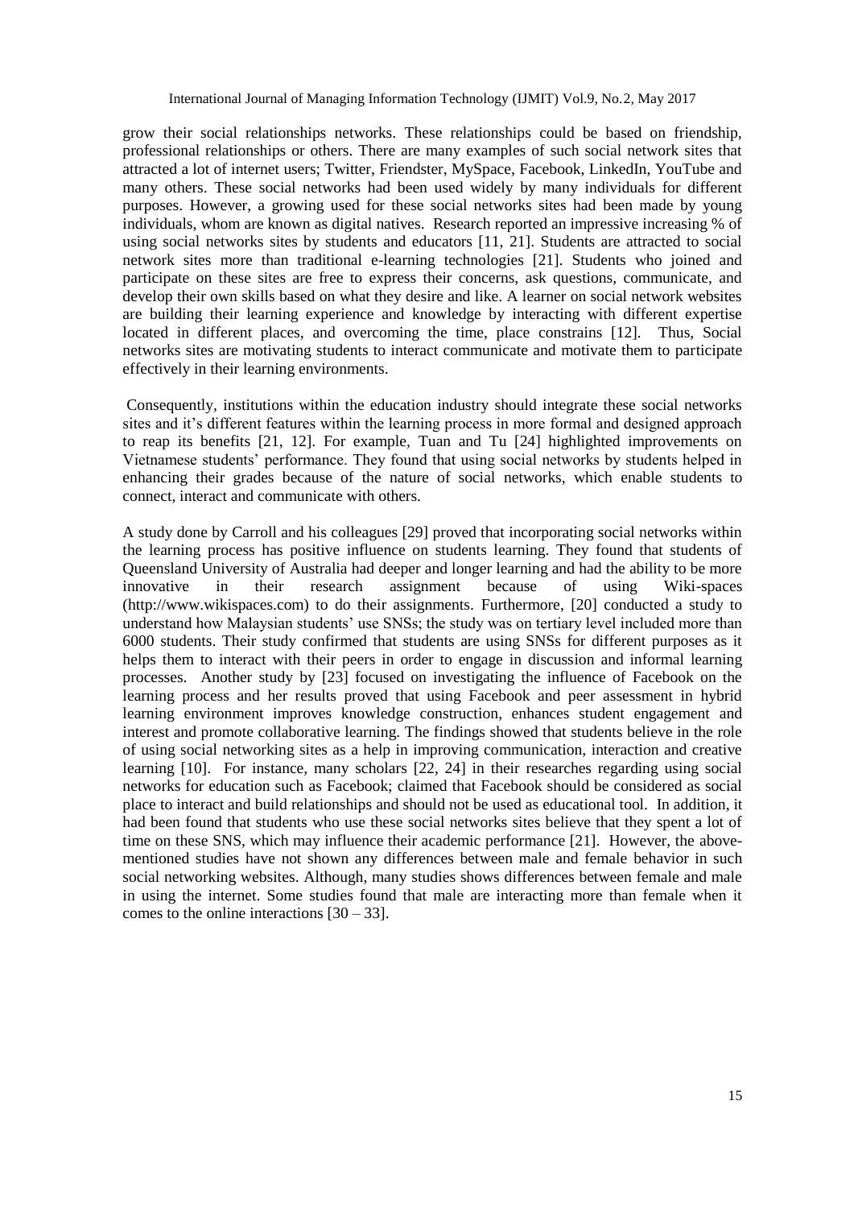grow their social relationships networks. These relationships could be based on friendship, professional relationships or others. There are many examples of such social network sites that attracted a lot of internet users; Twitter, Friendster, MySpace, Facebook, LinkedIn, YouTube and many others. These social networks had been used widely by many individuals for different purposes. However, a growing used for these social networks sites had been made by young individuals, whom are known as digital natives. Research reported an impressive increasing % of using social networks sites by students and educators [11, 21]. Students are attracted to social network sites more than traditional e-learning technologies [21]. Students who joined and participate on these sites are free to express their concerns, ask questions, communicate, and develop their own skills based on what they desire and like. A learner on social network websites are building their learning experience and knowledge by interacting with different expertise located in different places, and overcoming the time, place constrains [12]. Thus, Social networks sites are motivating students to interact communicate and motivate them to participate effectively in their learning environments.

Consequently, institutions within the education industry should integrate these social networks sites and it's different features within the learning process in more formal and designed approach to reap its benefits [21, 12]. For example, Tuan and Tu [24] highlighted improvements on Vietnamese students' performance. They found that using social networks by students helped in enhancing their grades because of the nature of social networks, which enable students to connect, interact and communicate with others.

A study done by Carroll and his colleagues [29] proved that incorporating social networks within the learning process has positive influence on students learning. They found that students of Queensland University of Australia had deeper and longer learning and had the ability to be more innovative in their research assignment because of using Wiki-spaces (http://www.wikispaces.com) to do their assignments. Furthermore, [20] conducted a study to understand how Malaysian students' use SNSs; the study was on tertiary level included more than 6000 students. Their study confirmed that students are using SNSs for different purposes as it helps them to interact with their peers in order to engage in discussion and informal learning processes. Another study by [23] focused on investigating the influence of Facebook on the learning process and her results proved that using Facebook and peer assessment in hybrid learning environment improves knowledge construction, enhances student engagement and interest and promote collaborative learning. The findings showed that students believe in the role of using social networking sites as a help in improving communication, interaction and creative learning [10]. For instance, many scholars [22, 24] in their researches regarding using social networks for education such as Facebook; claimed that Facebook should be considered as social place to interact and build relationships and should not be used as educational tool. In addition, it had been found that students who use these social networks sites believe that they spent a lot of time on these SNS, which may influence their academic performance [21]. However, the above-mentioned studies have not shown any differences between male and female behavior in such social networking websites. Although, many studies shows differences between female and male in using the internet. Some studies found that male are interacting more than female when it comes to the online interactions [30 – 33].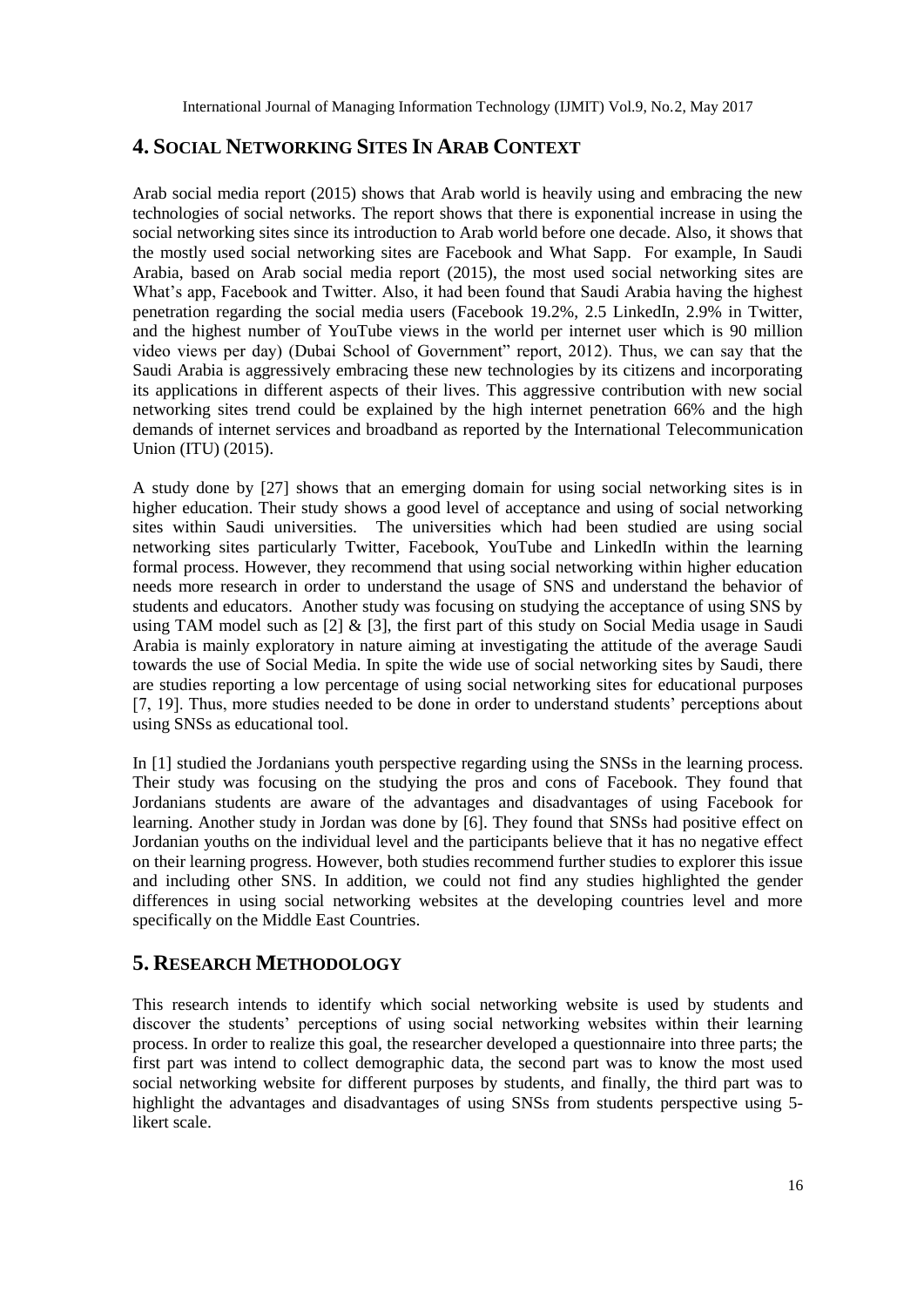## 4. SOCIAL NETWORKING SITES IN ARAB CONTEXT

Arab social media report (2015) shows that Arab world is heavily using and embracing the new technologies of social networks. The report shows that there is exponential increase in using the social networking sites since its introduction to Arab world before one decade. Also, it shows that the mostly used social networking sites are Facebook and What Sapp. For example, In Saudi Arabia, based on Arab social media report (2015), the most used social networking sites are What's app, Facebook and Twitter. Also, it had been found that Saudi Arabia having the highest penetration regarding the social media users (Facebook 19.2%, 2.5 LinkedIn, 2.9% in Twitter, and the highest number of YouTube views in the world per internet user which is 90 million video views per day) (Dubai School of Government" report, 2012). Thus, we can say that the Saudi Arabia is aggressively embracing these new technologies by its citizens and incorporating its applications in different aspects of their lives. This aggressive contribution with new social networking sites trend could be explained by the high internet penetration 66% and the high demands of internet services and broadband as reported by the International Telecommunication Union (ITU) (2015).

A study done by [27] shows that an emerging domain for using social networking sites is in higher education. Their study shows a good level of acceptance and using of social networking sites within Saudi universities. The universities which had been studied are using social networking sites particularly Twitter, Facebook, YouTube and LinkedIn within the learning formal process. However, they recommend that using social networking within higher education needs more research in order to understand the usage of SNS and understand the behavior of students and educators. Another study was focusing on studying the acceptance of using SNS by using TAM model such as [2] & [3], the first part of this study on Social Media usage in Saudi Arabia is mainly exploratory in nature aiming at investigating the attitude of the average Saudi towards the use of Social Media. In spite the wide use of social networking sites by Saudi, there are studies reporting a low percentage of using social networking sites for educational purposes [7, 19]. Thus, more studies needed to be done in order to understand students' perceptions about using SNSs as educational tool.

In [1] studied the Jordanians youth perspective regarding using the SNSs in the learning process. Their study was focusing on the studying the pros and cons of Facebook. They found that Jordanians students are aware of the advantages and disadvantages of using Facebook for learning. Another study in Jordan was done by [6]. They found that SNSs had positive effect on Jordanian youths on the individual level and the participants believe that it has no negative effect on their learning progress. However, both studies recommend further studies to explorer this issue and including other SNS. In addition, we could not find any studies highlighted the gender differences in using social networking websites at the developing countries level and more specifically on the Middle East Countries.

## 5. RESEARCH METHODOLOGY

This research intends to identify which social networking website is used by students and discover the students' perceptions of using social networking websites within their learning process. In order to realize this goal, the researcher developed a questionnaire into three parts; the first part was intend to collect demographic data, the second part was to know the most used social networking website for different purposes by students, and finally, the third part was to highlight the advantages and disadvantages of using SNSs from students perspective using 5-likert scale.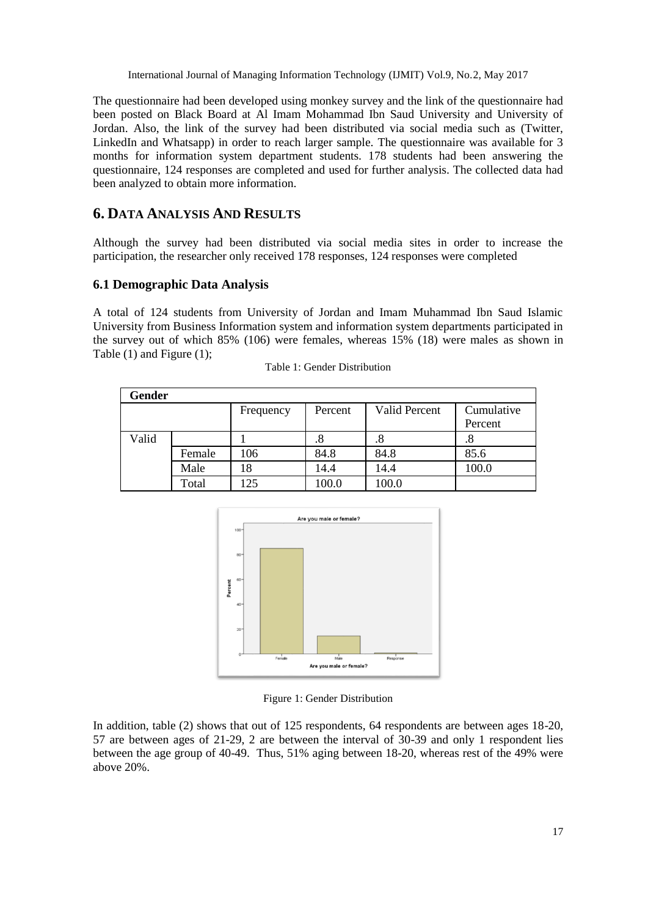The questionnaire had been developed using monkey survey and the link of the questionnaire had been posted on Black Board at Al Imam Mohammad Ibn Saud University and University of Jordan. Also, the link of the survey had been distributed via social media such as (Twitter, LinkedIn and Whatsapp) in order to reach larger sample. The questionnaire was available for 3 months for information system department students. 178 students had been answering the questionnaire, 124 responses are completed and used for further analysis. The collected data had been analyzed to obtain more information.

## 6. Data Analysis and Results

Although the survey had been distributed via social media sites in order to increase the participation, the researcher only received 178 responses, 124 responses were completed

### 6.1 Demographic Data Analysis

A total of 124 students from University of Jordan and Imam Muhammad Ibn Saud Islamic University from Business Information system and information system departments participated in the survey out of which 85% (106) were females, whereas 15% (18) were males as shown in Table (1) and Figure (1);

Table 1: Gender Distribution

| **Gender** | | | | | |
|---|---|---|---|---|---|
| | | Frequency | Percent | Valid Percent | Cumulative Percent |
| Valid | | 1 | .8 | .8 | .8 |
| | Female | 106 | 84.8 | 84.8 | 85.6 |
| | Male | 18 | 14.4 | 14.4 | 100.0 |
| | Total | 125 | 100.0 | 100.0 | |

Figure 1: Gender Distribution

In addition, table (2) shows that out of 125 respondents, 64 respondents are between ages 18-20, 57 are between ages of 21-29, 2 are between the interval of 30-39 and only 1 respondent lies between the age group of 40-49. Thus, 51% aging between 18-20, whereas rest of the 49% were above 20%.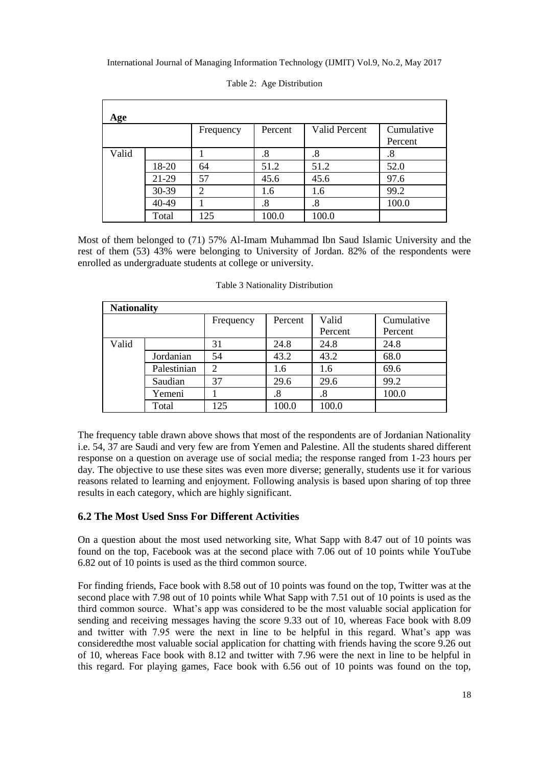Table 2: Age Distribution

| Age | | | | | |
|---|---|---|---|---|---|
| | | Frequency | Percent | Valid Percent | Cumulative Percent |
| Valid | | 1 | .8 | .8 | .8 |
| | 18-20 | 64 | 51.2 | 51.2 | 52.0 |
| | 21-29 | 57 | 45.6 | 45.6 | 97.6 |
| | 30-39 | 2 | 1.6 | 1.6 | 99.2 |
| | 40-49 | 1 | .8 | .8 | 100.0 |
| | Total | 125 | 100.0 | 100.0 | |

Most of them belonged to (71) 57% Al-Imam Muhammad Ibn Saud Islamic University and the rest of them (53) 43% were belonging to University of Jordan. 82% of the respondents were enrolled as undergraduate students at college or university.

Table 3 Nationality Distribution

| Nationality | | | | | |
|---|---|---|---|---|---|
| | | Frequency | Percent | Valid Percent | Cumulative Percent |
| Valid | | 31 | 24.8 | 24.8 | 24.8 |
| | Jordanian | 54 | 43.2 | 43.2 | 68.0 |
| | Palestinian | 2 | 1.6 | 1.6 | 69.6 |
| | Saudian | 37 | 29.6 | 29.6 | 99.2 |
| | Yemeni | 1 | .8 | .8 | 100.0 |
| | Total | 125 | 100.0 | 100.0 | |

The frequency table drawn above shows that most of the respondents are of Jordanian Nationality i.e. 54, 37 are Saudi and very few are from Yemen and Palestine. All the students shared different response on a question on average use of social media; the response ranged from 1-23 hours per day. The objective to use these sites was even more diverse; generally, students use it for various reasons related to learning and enjoyment. Following analysis is based upon sharing of top three results in each category, which are highly significant.

## 6.2 The Most Used Snss For Different Activities

On a question about the most used networking site, What Sapp with 8.47 out of 10 points was found on the top, Facebook was at the second place with 7.06 out of 10 points while YouTube 6.82 out of 10 points is used as the third common source.

For finding friends, Face book with 8.58 out of 10 points was found on the top, Twitter was at the second place with 7.98 out of 10 points while What Sapp with 7.51 out of 10 points is used as the third common source. What's app was considered to be the most valuable social application for sending and receiving messages having the score 9.33 out of 10, whereas Face book with 8.09 and twitter with 7.95 were the next in line to be helpful in this regard. What's app was consideredthe most valuable social application for chatting with friends having the score 9.26 out of 10, whereas Face book with 8.12 and twitter with 7.96 were the next in line to be helpful in this regard. For playing games, Face book with 6.56 out of 10 points was found on the top,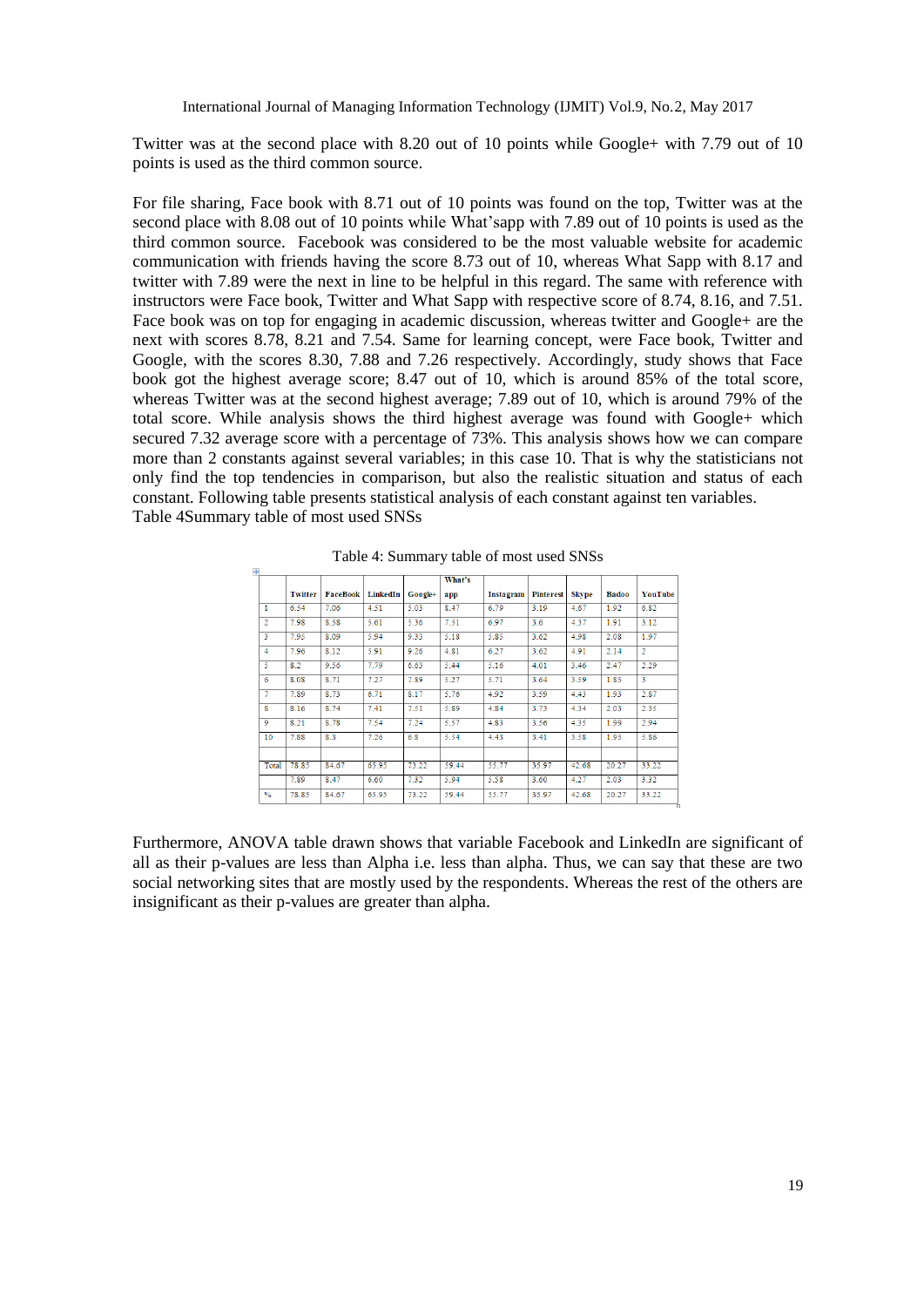Twitter was at the second place with 8.20 out of 10 points while Google+ with 7.79 out of 10 points is used as the third common source.

For file sharing, Face book with 8.71 out of 10 points was found on the top, Twitter was at the second place with 8.08 out of 10 points while What'sapp with 7.89 out of 10 points is used as the third common source. Facebook was considered to be the most valuable website for academic communication with friends having the score 8.73 out of 10, whereas What Sapp with 8.17 and twitter with 7.89 were the next in line to be helpful in this regard. The same with reference with instructors were Face book, Twitter and What Sapp with respective score of 8.74, 8.16, and 7.51. Face book was on top for engaging in academic discussion, whereas twitter and Google+ are the next with scores 8.78, 8.21 and 7.54. Same for learning concept, were Face book, Twitter and Google, with the scores 8.30, 7.88 and 7.26 respectively. Accordingly, study shows that Face book got the highest average score; 8.47 out of 10, which is around 85% of the total score, whereas Twitter was at the second highest average; 7.89 out of 10, which is around 79% of the total score. While analysis shows the third highest average was found with Google+ which secured 7.32 average score with a percentage of 73%. This analysis shows how we can compare more than 2 constants against several variables; in this case 10. That is why the statisticians not only find the top tendencies in comparison, but also the realistic situation and status of each constant. Following table presents statistical analysis of each constant against ten variables.
Table 4Summary table of most used SNSs

Table 4: Summary table of most used SNSs

| | Twitter | FaceBook | LinkedIn | Google+ | What's app | Instagram | Pinterest | Skype | Badoo | YouTube |
|---|---|---|---|---|---|---|---|---|---|---|
| 1 | 6.54 | 7.06 | 4.51 | 5.03 | 8.47 | 6.79 | 3.19 | 4.67 | 1.92 | 6.82 |
| 2 | 7.98 | 8.58 | 5.61 | 5.36 | 7.51 | 6.97 | 3.6 | 4.37 | 1.91 | 3.12 |
| 3 | 7.95 | 8.09 | 5.94 | 9.33 | 5.18 | 5.85 | 3.62 | 4.98 | 2.08 | 1.97 |
| 4 | 7.96 | 8.12 | 5.91 | 9.26 | 4.81 | 6.27 | 3.62 | 4.91 | 2.14 | 2 |
| 5 | 8.2 | 9.56 | 7.79 | 6.63 | 5.44 | 5.16 | 4.01 | 3.46 | 2.47 | 2.29 |
| 6 | 8.08 | 8.71 | 7.27 | 7.89 | 5.27 | 5.71 | 3.64 | 3.59 | 1.85 | 3 |
| 7 | 7.89 | 8.73 | 6.71 | 8.17 | 5.76 | 4.92 | 3.59 | 4.43 | 1.93 | 2.87 |
| 8 | 8.16 | 8.74 | 7.41 | 7.51 | 5.89 | 4.84 | 3.73 | 4.34 | 2.03 | 2.35 |
| 9 | 8.21 | 8.78 | 7.54 | 7.24 | 5.57 | 4.83 | 3.56 | 4.35 | 1.99 | 2.94 |
| 10 | 7.88 | 8.3 | 7.26 | 6.8 | 5.54 | 4.43 | 3.41 | 3.58 | 1.95 | 5.86 |
| | | | | | | | | | | |
| Total | 78.85 | 84.67 | 65.95 | 73.22 | 59.44 | 55.77 | 35.97 | 42.68 | 20.27 | 33.22 |
| | 7.89 | 8.47 | 6.60 | 7.32 | 5.94 | 5.58 | 3.60 | 4.27 | 2.03 | 3.32 |
| % | 78.85 | 84.67 | 65.95 | 73.22 | 59.44 | 55.77 | 35.97 | 42.68 | 20.27 | 33.22 |

Furthermore, ANOVA table drawn shows that variable Facebook and LinkedIn are significant of all as their p-values are less than Alpha i.e. less than alpha. Thus, we can say that these are two social networking sites that are mostly used by the respondents. Whereas the rest of the others are insignificant as their p-values are greater than alpha.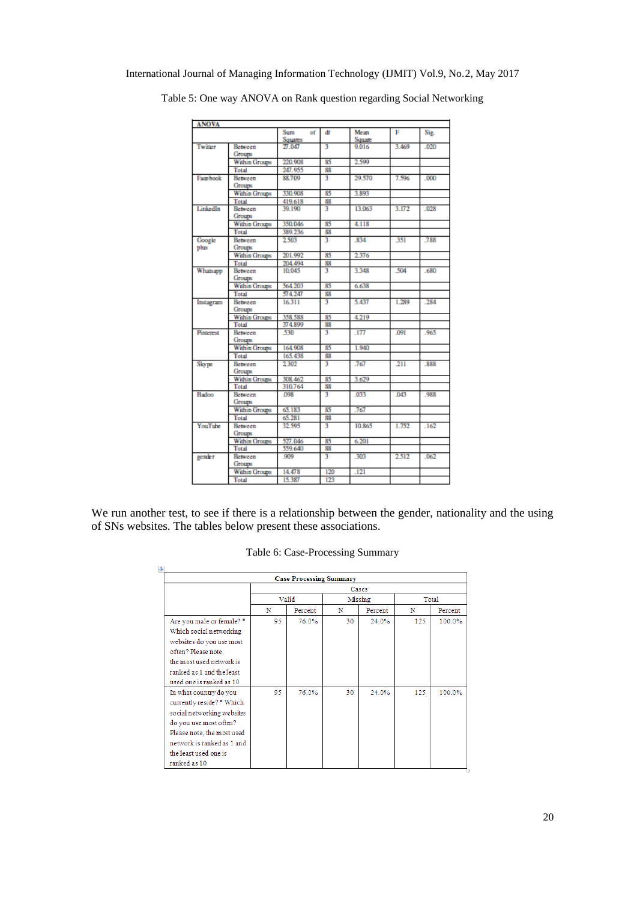Table 5: One way ANOVA on Rank question regarding Social Networking

| ANOVA | | | | | | |
|---|---|---|---|---|---|---|
| | | Sum of Squares | df | Mean Square | F | Sig. |
| Twitter | Between Groups | 27.047 | 3 | 9.016 | 3.469 | .020 |
| | Within Groups | 220.908 | 85 | 2.599 | | |
| | Total | 247.955 | 88 | | | |
| Facebook | Between Groups | 88.709 | 3 | 29.570 | 7.596 | .000 |
| | Within Groups | 330.908 | 85 | 3.893 | | |
| | Total | 419.618 | 88 | | | |
| LinkedIn | Between Groups | 39.190 | 3 | 13.063 | 3.172 | .028 |
| | Within Groups | 350.046 | 85 | 4.118 | | |
| | Total | 389.236 | 88 | | | |
| Google plus | Between Groups | 2.503 | 3 | .834 | .351 | .788 |
| | Within Groups | 201.992 | 85 | 2.376 | | |
| | Total | 204.494 | 88 | | | |
| Whatsapp | Between Groups | 10.045 | 3 | 3.348 | .504 | .680 |
| | Within Groups | 564.203 | 85 | 6.638 | | |
| | Total | 574.247 | 88 | | | |
| Instagram | Between Groups | 16.311 | 3 | 5.437 | 1.289 | .284 |
| | Within Groups | 358.588 | 85 | 4.219 | | |
| | Total | 374.899 | 88 | | | |
| Pinterest | Between Groups | .530 | 3 | .177 | .091 | .965 |
| | Within Groups | 164.908 | 85 | 1.940 | | |
| | Total | 165.438 | 88 | | | |
| Skype | Between Groups | 2.302 | 3 | .767 | .211 | .888 |
| | Within Groups | 308.462 | 85 | 3.629 | | |
| | Total | 310.764 | 88 | | | |
| Badoo | Between Groups | .098 | 3 | .033 | .043 | .988 |
| | Within Groups | 65.183 | 85 | .767 | | |
| | Total | 65.281 | 88 | | | |
| YouTube | Between Groups | 32.595 | 3 | 10.865 | 1.752 | .162 |
| | Within Groups | 527.046 | 85 | 6.201 | | |
| | Total | 559.640 | 88 | | | |
| gender | Between Groups | .909 | 3 | .303 | 2.512 | .062 |
| | Within Groups | 14.478 | 120 | .121 | | |
| | Total | 15.387 | 123 | | | |

We run another test, to see if there is a relationship between the gender, nationality and the using of SNs websites. The tables below present these associations.

Table 6: Case-Processing Summary

| Case Processing Summary | | | | | | |
|---|---|---|---|---|---|---|
| | Cases | | | | | |
| | Valid | | Missing | | Total | |
| | N | Percent | N | Percent | N | Percent |
| Are you male or female? * Which social networking websites do you use most often? Please note, the most used network is ranked as 1 and the least used one is ranked as 10 | 95 | 76.0% | 30 | 24.0% | 125 | 100.0% |
| In what country do you currently reside? * Which social networking websites do you use most often? Please note, the most used network is ranked as 1 and the least used one is ranked as 10 | 95 | 76.0% | 30 | 24.0% | 125 | 100.0% |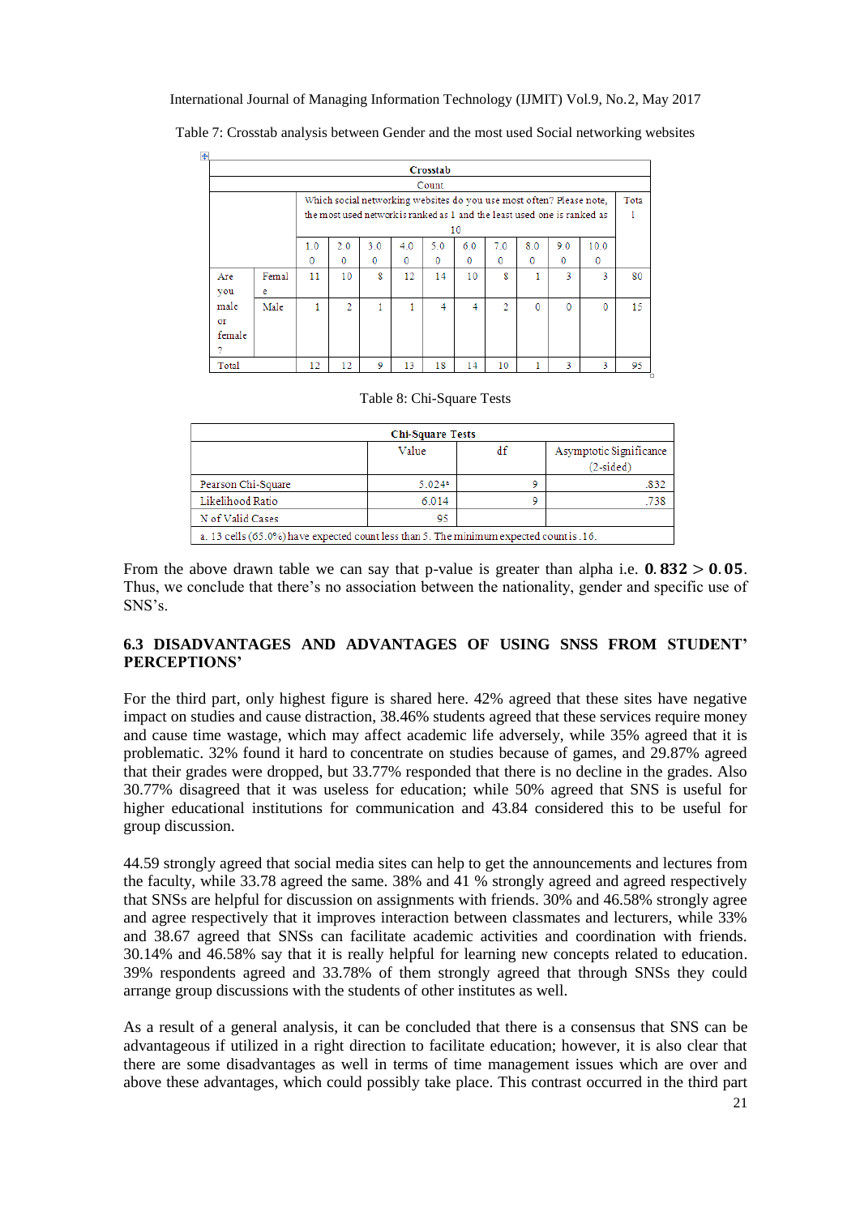Table 7: Crosstab analysis between Gender and the most used Social networking websites

| Crosstab | | | | | | | | | | | | |
|---|---|---|---|---|---|---|---|---|---|---|---|---|
| Count | | | | | | | | | | | | |
| | | Which social networking websites do you use most often? Please note, the most used network is ranked as 1 and the least used one is ranked as 10 | | | | | | | | | | Total |
| | | 1.00 | 2.00 | 3.00 | 4.00 | 5.00 | 6.00 | 7.00 | 8.00 | 9.00 | 10.00 | |
| Are you male or female? | Female | 11 | 10 | 8 | 12 | 14 | 10 | 8 | 1 | 3 | 3 | 80 |
| | Male | 1 | 2 | 1 | 1 | 4 | 4 | 2 | 0 | 0 | 0 | 15 |
| Total | | 12 | 12 | 9 | 13 | 18 | 14 | 10 | 1 | 3 | 3 | 95 |

Table 8: Chi-Square Tests

| Chi-Square Tests | | | |
|---|---|---|---|
| | Value | df | Asymptotic Significance (2-sided) |
| Pearson Chi-Square | 5.024[a] | 9 | .832 |
| Likelihood Ratio | 6.014 | 9 | .738 |
| N of Valid Cases | 95 | | |

a. 13 cells (65.0%) have expected count less than 5. The minimum expected count is .16.

From the above drawn table we can say that p-value is greater than alpha i.e. $\mathbf{0.832 > 0.05}$. Thus, we conclude that there's no association between the nationality, gender and specific use of SNS's.

### 6.3 DISADVANTAGES AND ADVANTAGES OF USING SNSS FROM STUDENT' PERCEPTIONS'

For the third part, only highest figure is shared here. 42% agreed that these sites have negative impact on studies and cause distraction, 38.46% students agreed that these services require money and cause time wastage, which may affect academic life adversely, while 35% agreed that it is problematic. 32% found it hard to concentrate on studies because of games, and 29.87% agreed that their grades were dropped, but 33.77% responded that there is no decline in the grades. Also 30.77% disagreed that it was useless for education; while 50% agreed that SNS is useful for higher educational institutions for communication and 43.84 considered this to be useful for group discussion.

44.59 strongly agreed that social media sites can help to get the announcements and lectures from the faculty, while 33.78 agreed the same. 38% and 41 % strongly agreed and agreed respectively that SNSs are helpful for discussion on assignments with friends. 30% and 46.58% strongly agree and agree respectively that it improves interaction between classmates and lecturers, while 33% and 38.67 agreed that SNSs can facilitate academic activities and coordination with friends. 30.14% and 46.58% say that it is really helpful for learning new concepts related to education. 39% respondents agreed and 33.78% of them strongly agreed that through SNSs they could arrange group discussions with the students of other institutes as well.

As a result of a general analysis, it can be concluded that there is a consensus that SNS can be advantageous if utilized in a right direction to facilitate education; however, it is also clear that there are some disadvantages as well in terms of time management issues which are over and above these advantages, which could possibly take place. This contrast occurred in the third part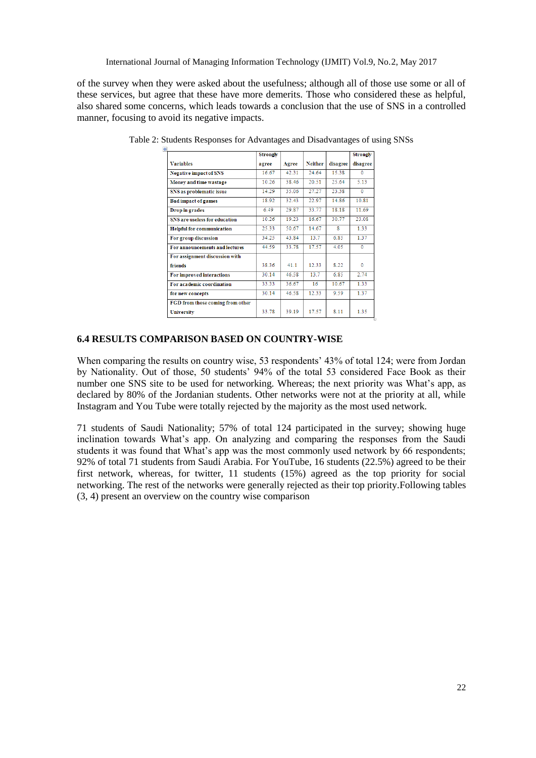of the survey when they were asked about the usefulness; although all of those use some or all of these services, but agree that these have more demerits. Those who considered these as helpful, also shared some concerns, which leads towards a conclusion that the use of SNS in a controlled manner, focusing to avoid its negative impacts.

Table 2: Students Responses for Advantages and Disadvantages of using SNSs

| Variables | Strongly agree | Agree | Neither | disagree | Strongly disagree |
|---|---|---|---|---|---|
| Negative impact of SNS | 16.67 | 42.31 | 24.64 | 15.38 | 0 |
| Money and time wastage | 10.26 | 38.46 | 20.51 | 25.64 | 5.13 |
| SNS as problematic issue | 14.29 | 35.06 | 27.27 | 23.38 | 0 |
| Bad impact of games | 18.92 | 32.43 | 22.97 | 14.86 | 10.81 |
| Drop in grades | 6.49 | 29.87 | 33.77 | 18.18 | 11.69 |
| SNS are useless for education | 10.26 | 19.23 | 16.67 | 30.77 | 23.08 |
| Helpful for communication | 25.33 | 50.67 | 14.67 | 8 | 1.33 |
| For group discussion | 34.25 | 43.84 | 13.7 | 6.85 | 1.37 |
| For announcements and lectures | 44.59 | 33.78 | 17.57 | 4.05 | 0 |
| For assignment discussion with friends | 38.36 | 41.1 | 12.33 | 8.22 | 0 |
| For improved interactions | 30.14 | 46.58 | 13.7 | 6.85 | 2.74 |
| For academic coordination | 33.33 | 36.67 | 16 | 10.67 | 1.33 |
| for new concepts | 30.14 | 46.58 | 12.33 | 9.59 | 1.37 |
| FGD from those coming from other University | 33.78 | 39.19 | 17.57 | 8.11 | 1.35 |

### 6.4 RESULTS COMPARISON BASED ON COUNTRY-WISE

When comparing the results on country wise, 53 respondents' 43% of total 124; were from Jordan by Nationality. Out of those, 50 students' 94% of the total 53 considered Face Book as their number one SNS site to be used for networking. Whereas; the next priority was What's app, as declared by 80% of the Jordanian students. Other networks were not at the priority at all, while Instagram and You Tube were totally rejected by the majority as the most used network.

71 students of Saudi Nationality; 57% of total 124 participated in the survey; showing huge inclination towards What's app. On analyzing and comparing the responses from the Saudi students it was found that What's app was the most commonly used network by 66 respondents; 92% of total 71 students from Saudi Arabia. For YouTube, 16 students (22.5%) agreed to be their first network, whereas, for twitter, 11 students (15%) agreed as the top priority for social networking. The rest of the networks were generally rejected as their top priority.Following tables (3, 4) present an overview on the country wise comparison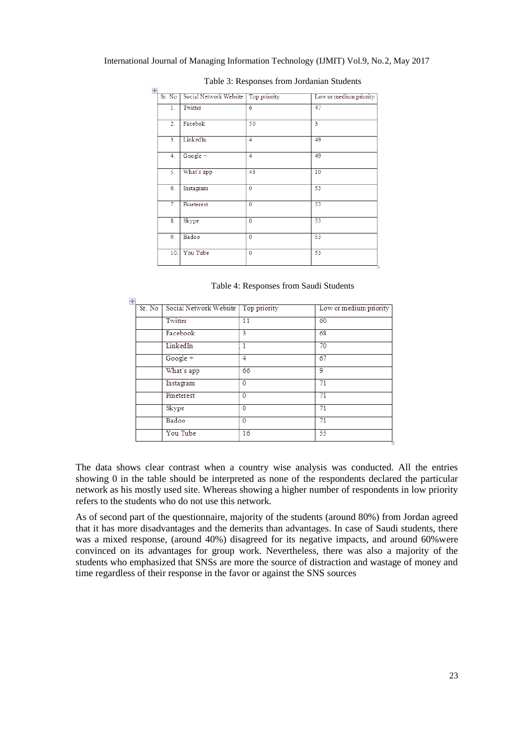Table 3: Responses from Jordanian Students

| Sr. No | Social Network Website | Top priority | Low or medium priority |
|---|---|---|---|
| 1. | Twitter | 6 | 47 |
| 2. | Facebok | 50 | 3 |
| 3. | LinkedIn | 4 | 49 |
| 4. | Google + | 4 | 49 |
| 5. | What's app | 43 | 10 |
| 6. | Instagram | 0 | 53 |
| 7. | Pineterest | 0 | 53 |
| 8. | Skype | 0 | 53 |
| 9. | Badoo | 0 | 53 |
| 10. | You Tube | 0 | 53 |

Table 4: Responses from Saudi Students

| Sr. No | Social Network Website | Top priority | Low or medium priority |
|---|---|---|---|
| | Twitter | 11 | 60 |
| | Facebook | 3 | 68 |
| | LinkedIn | 1 | 70 |
| | Google + | 4 | 67 |
| | What's app | 66 | 9 |
| | Instagram | 0 | 71 |
| | Pineterest | 0 | 71 |
| | Skype | 0 | 71 |
| | Badoo | 0 | 71 |
| | You Tube | 16 | 55 |

The data shows clear contrast when a country wise analysis was conducted. All the entries showing 0 in the table should be interpreted as none of the respondents declared the particular network as his mostly used site. Whereas showing a higher number of respondents in low priority refers to the students who do not use this network.

As of second part of the questionnaire, majority of the students (around 80%) from Jordan agreed that it has more disadvantages and the demerits than advantages. In case of Saudi students, there was a mixed response, (around 40%) disagreed for its negative impacts, and around 60%were convinced on its advantages for group work. Nevertheless, there was also a majority of the students who emphasized that SNSs are more the source of distraction and wastage of money and time regardless of their response in the favor or against the SNS sources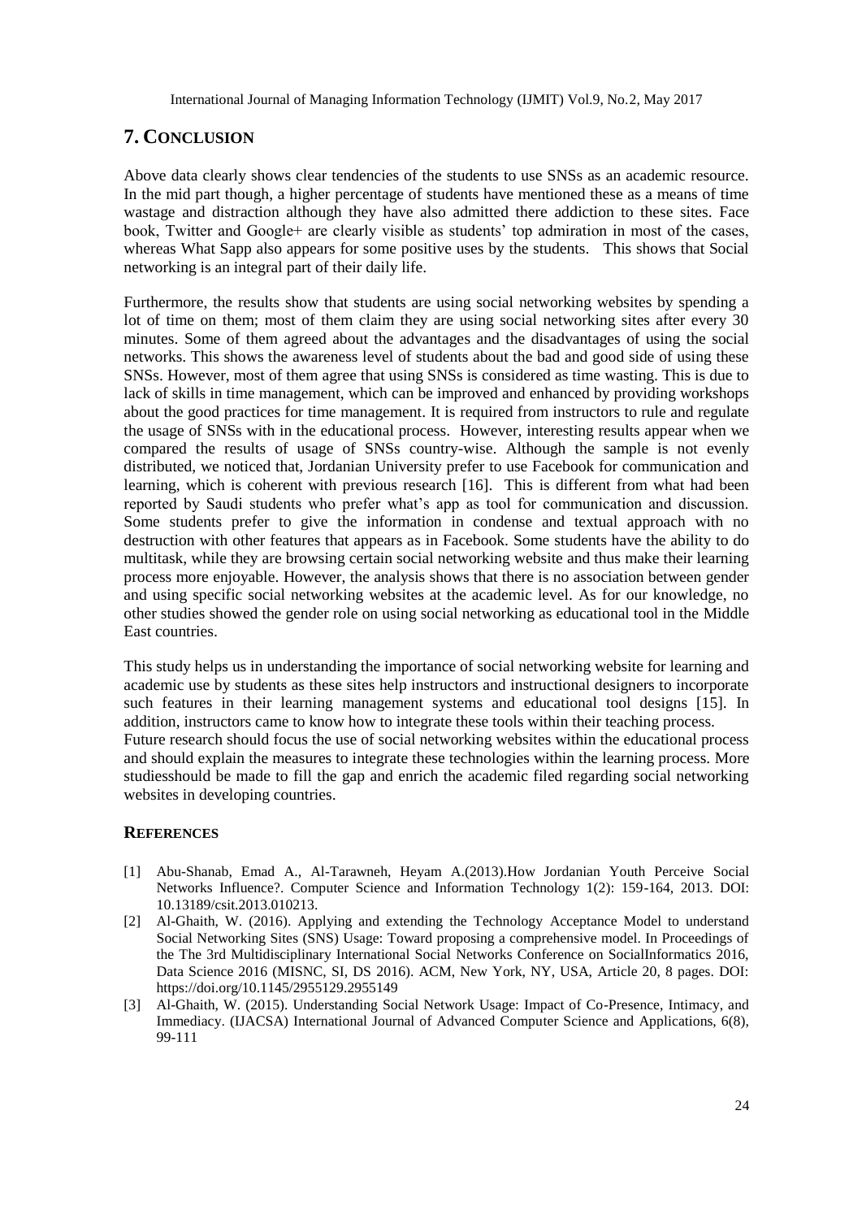## 7. CONCLUSION

Above data clearly shows clear tendencies of the students to use SNSs as an academic resource. In the mid part though, a higher percentage of students have mentioned these as a means of time wastage and distraction although they have also admitted there addiction to these sites. Face book, Twitter and Google+ are clearly visible as students' top admiration in most of the cases, whereas What Sapp also appears for some positive uses by the students. This shows that Social networking is an integral part of their daily life.

Furthermore, the results show that students are using social networking websites by spending a lot of time on them; most of them claim they are using social networking sites after every 30 minutes. Some of them agreed about the advantages and the disadvantages of using the social networks. This shows the awareness level of students about the bad and good side of using these SNSs. However, most of them agree that using SNSs is considered as time wasting. This is due to lack of skills in time management, which can be improved and enhanced by providing workshops about the good practices for time management. It is required from instructors to rule and regulate the usage of SNSs with in the educational process. However, interesting results appear when we compared the results of usage of SNSs country-wise. Although the sample is not evenly distributed, we noticed that, Jordanian University prefer to use Facebook for communication and learning, which is coherent with previous research [16]. This is different from what had been reported by Saudi students who prefer what's app as tool for communication and discussion. Some students prefer to give the information in condense and textual approach with no destruction with other features that appears as in Facebook. Some students have the ability to do multitask, while they are browsing certain social networking website and thus make their learning process more enjoyable. However, the analysis shows that there is no association between gender and using specific social networking websites at the academic level. As for our knowledge, no other studies showed the gender role on using social networking as educational tool in the Middle East countries.

This study helps us in understanding the importance of social networking website for learning and academic use by students as these sites help instructors and instructional designers to incorporate such features in their learning management systems and educational tool designs [15]. In addition, instructors came to know how to integrate these tools within their teaching process.
Future research should focus the use of social networking websites within the educational process and should explain the measures to integrate these technologies within the learning process. More studiesshould be made to fill the gap and enrich the academic filed regarding social networking websites in developing countries.

## REFERENCES

[1] Abu-Shanab, Emad A., Al-Tarawneh, Heyam A.(2013).How Jordanian Youth Perceive Social Networks Influence?. Computer Science and Information Technology 1(2): 159-164, 2013. DOI: 10.13189/csit.2013.010213.

[2] Al-Ghaith, W. (2016). Applying and extending the Technology Acceptance Model to understand Social Networking Sites (SNS) Usage: Toward proposing a comprehensive model. In Proceedings of the The 3rd Multidisciplinary International Social Networks Conference on SocialInformatics 2016, Data Science 2016 (MISNC, SI, DS 2016). ACM, New York, NY, USA, Article 20, 8 pages. DOI: https://doi.org/10.1145/2955129.2955149

[3] Al-Ghaith, W. (2015). Understanding Social Network Usage: Impact of Co-Presence, Intimacy, and Immediacy. (IJACSA) International Journal of Advanced Computer Science and Applications, 6(8), 99-111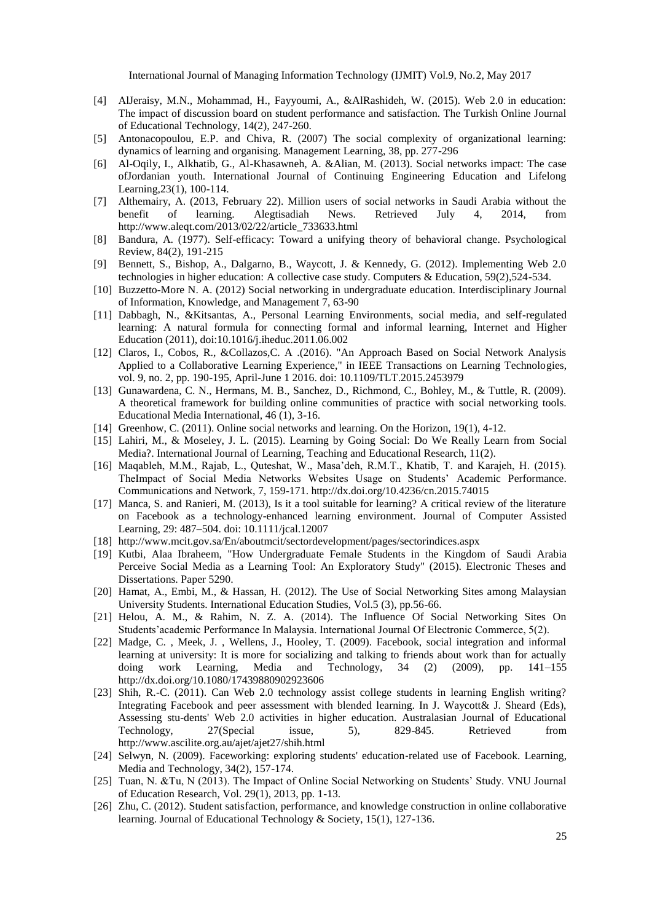[4] AlJeraisy, M.N., Mohammad, H., Fayyoumi, A., &AlRashideh, W. (2015). Web 2.0 in education: The impact of discussion board on student performance and satisfaction. The Turkish Online Journal of Educational Technology, 14(2), 247-260.

[5] Antonacopoulou, E.P. and Chiva, R. (2007) The social complexity of organizational learning: dynamics of learning and organising. Management Learning, 38, pp. 277-296

[6] Al-Oqily, I., Alkhatib, G., Al-Khasawneh, A. &Alian, M. (2013). Social networks impact: The case ofJordanian youth. International Journal of Continuing Engineering Education and Lifelong Learning,23(1), 100-114.

[7] Althemairy, A. (2013, February 22). Million users of social networks in Saudi Arabia without the benefit of learning. Alegtisadiah News. Retrieved July 4, 2014, from http://www.aleqt.com/2013/02/22/article_733633.html

[8] Bandura, A. (1977). Self-efficacy: Toward a unifying theory of behavioral change. Psychological Review, 84(2), 191-215

[9] Bennett, S., Bishop, A., Dalgarno, B., Waycott, J. & Kennedy, G. (2012). Implementing Web 2.0 technologies in higher education: A collective case study. Computers & Education, 59(2),524-534.

[10] Buzzetto-More N. A. (2012) Social networking in undergraduate education. Interdisciplinary Journal of Information, Knowledge, and Management 7, 63-90

[11] Dabbagh, N., &Kitsantas, A., Personal Learning Environments, social media, and self-regulated learning: A natural formula for connecting formal and informal learning, Internet and Higher Education (2011), doi:10.1016/j.iheduc.2011.06.002

[12] Claros, I., Cobos, R., &Collazos,C. A .(2016). "An Approach Based on Social Network Analysis Applied to a Collaborative Learning Experience," in IEEE Transactions on Learning Technologies, vol. 9, no. 2, pp. 190-195, April-June 1 2016. doi: 10.1109/TLT.2015.2453979

[13] Gunawardena, C. N., Hermans, M. B., Sanchez, D., Richmond, C., Bohley, M., & Tuttle, R. (2009). A theoretical framework for building online communities of practice with social networking tools. Educational Media International, 46 (1), 3-16.

[14] Greenhow, C. (2011). Online social networks and learning. On the Horizon, 19(1), 4-12.

[15] Lahiri, M., & Moseley, J. L. (2015). Learning by Going Social: Do We Really Learn from Social Media?. International Journal of Learning, Teaching and Educational Research, 11(2).

[16] Maqableh, M.M., Rajab, L., Quteshat, W., Masa'deh, R.M.T., Khatib, T. and Karajeh, H. (2015). TheImpact of Social Media Networks Websites Usage on Students' Academic Performance. Communications and Network, 7, 159-171. http://dx.doi.org/10.4236/cn.2015.74015

[17] Manca, S. and Ranieri, M. (2013), Is it a tool suitable for learning? A critical review of the literature on Facebook as a technology-enhanced learning environment. Journal of Computer Assisted Learning, 29: 487–504. doi: 10.1111/jcal.12007

[18] http://www.mcit.gov.sa/En/aboutmcit/sectordevelopment/pages/sectorindices.aspx

[19] Kutbi, Alaa Ibraheem, "How Undergraduate Female Students in the Kingdom of Saudi Arabia Perceive Social Media as a Learning Tool: An Exploratory Study" (2015). Electronic Theses and Dissertations. Paper 5290.

[20] Hamat, A., Embi, M., & Hassan, H. (2012). The Use of Social Networking Sites among Malaysian University Students. International Education Studies, Vol.5 (3), pp.56-66.

[21] Helou, A. M., & Rahim, N. Z. A. (2014). The Influence Of Social Networking Sites On Students'academic Performance In Malaysia. International Journal Of Electronic Commerce, 5(2).

[22] Madge, C. , Meek, J. , Wellens, J., Hooley, T. (2009). Facebook, social integration and informal learning at university: It is more for socializing and talking to friends about work than for actually doing work Learning, Media and Technology, 34 (2) (2009), pp. 141–155 http://dx.doi.org/10.1080/17439880902923606

[23] Shih, R.-C. (2011). Can Web 2.0 technology assist college students in learning English writing? Integrating Facebook and peer assessment with blended learning. In J. Waycott& J. Sheard (Eds), Assessing stu-dents' Web 2.0 activities in higher education. Australasian Journal of Educational Technology, 27(Special issue, 5), 829-845. Retrieved from http://www.ascilite.org.au/ajet/ajet27/shih.html

[24] Selwyn, N. (2009). Faceworking: exploring students' education-related use of Facebook. Learning, Media and Technology, 34(2), 157-174.

[25] Tuan, N. &Tu, N (2013). The Impact of Online Social Networking on Students' Study. VNU Journal of Education Research, Vol. 29(1), 2013, pp. 1-13.

[26] Zhu, C. (2012). Student satisfaction, performance, and knowledge construction in online collaborative learning. Journal of Educational Technology & Society, 15(1), 127-136.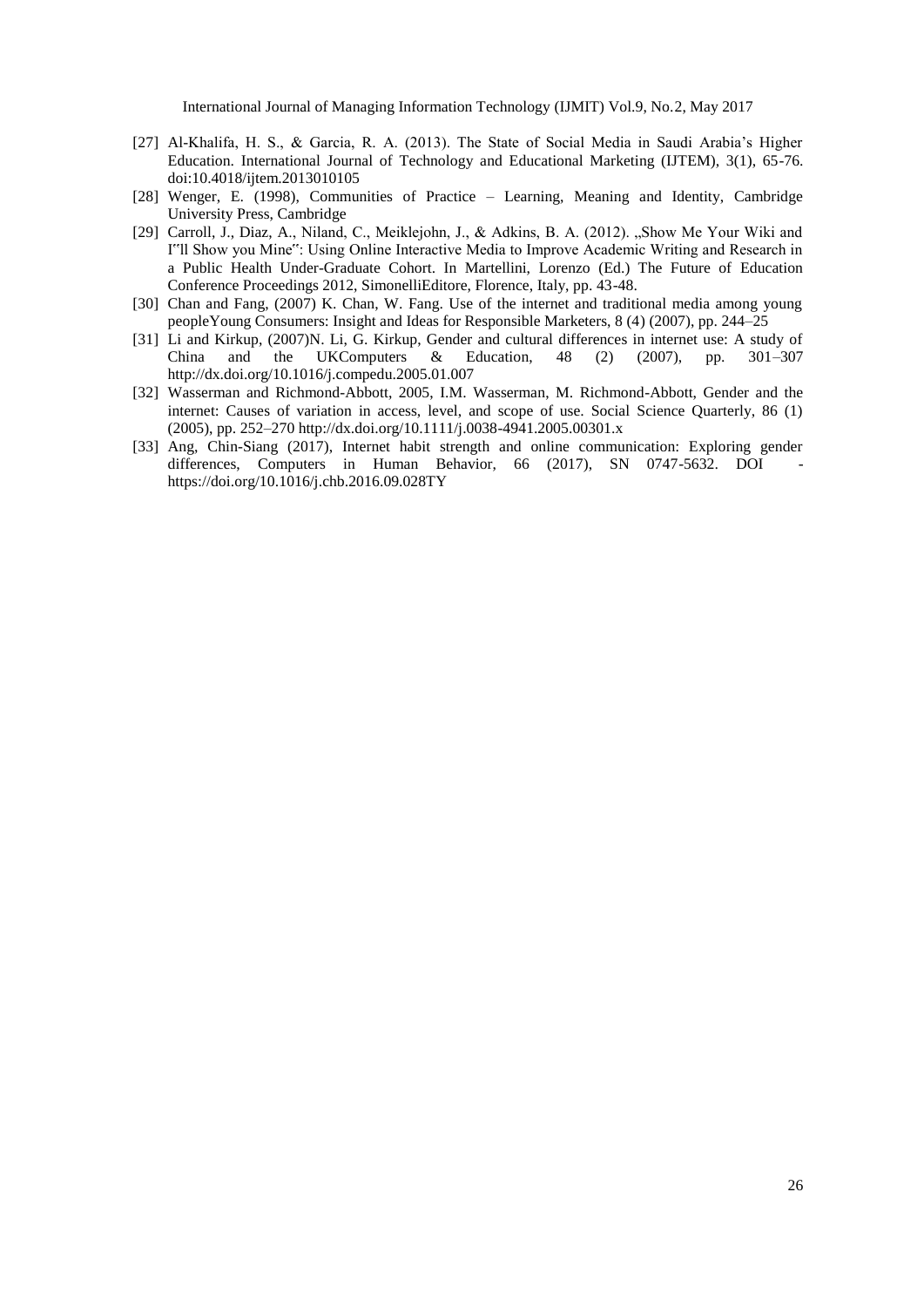[27] Al-Khalifa, H. S., & Garcia, R. A. (2013). The State of Social Media in Saudi Arabia's Higher Education. International Journal of Technology and Educational Marketing (IJTEM), 3(1), 65-76. doi:10.4018/ijtem.2013010105

[28] Wenger, E. (1998), Communities of Practice – Learning, Meaning and Identity, Cambridge University Press, Cambridge

[29] Carroll, J., Diaz, A., Niland, C., Meiklejohn, J., & Adkins, B. A. (2012). „Show Me Your Wiki and I"ll Show you Mine": Using Online Interactive Media to Improve Academic Writing and Research in a Public Health Under-Graduate Cohort. In Martellini, Lorenzo (Ed.) The Future of Education Conference Proceedings 2012, SimonelliEditore, Florence, Italy, pp. 43-48.

[30] Chan and Fang, (2007) K. Chan, W. Fang. Use of the internet and traditional media among young peopleYoung Consumers: Insight and Ideas for Responsible Marketers, 8 (4) (2007), pp. 244–25

[31] Li and Kirkup, (2007)N. Li, G. Kirkup, Gender and cultural differences in internet use: A study of China and the UKComputers & Education, 48 (2) (2007), pp. 301–307 http://dx.doi.org/10.1016/j.compedu.2005.01.007

[32] Wasserman and Richmond-Abbott, 2005, I.M. Wasserman, M. Richmond-Abbott, Gender and the internet: Causes of variation in access, level, and scope of use. Social Science Quarterly, 86 (1) (2005), pp. 252–270 http://dx.doi.org/10.1111/j.0038-4941.2005.00301.x

[33] Ang, Chin-Siang (2017), Internet habit strength and online communication: Exploring gender differences, Computers in Human Behavior, 66 (2017), SN 0747-5632. DOI - https://doi.org/10.1016/j.chb.2016.09.028TY